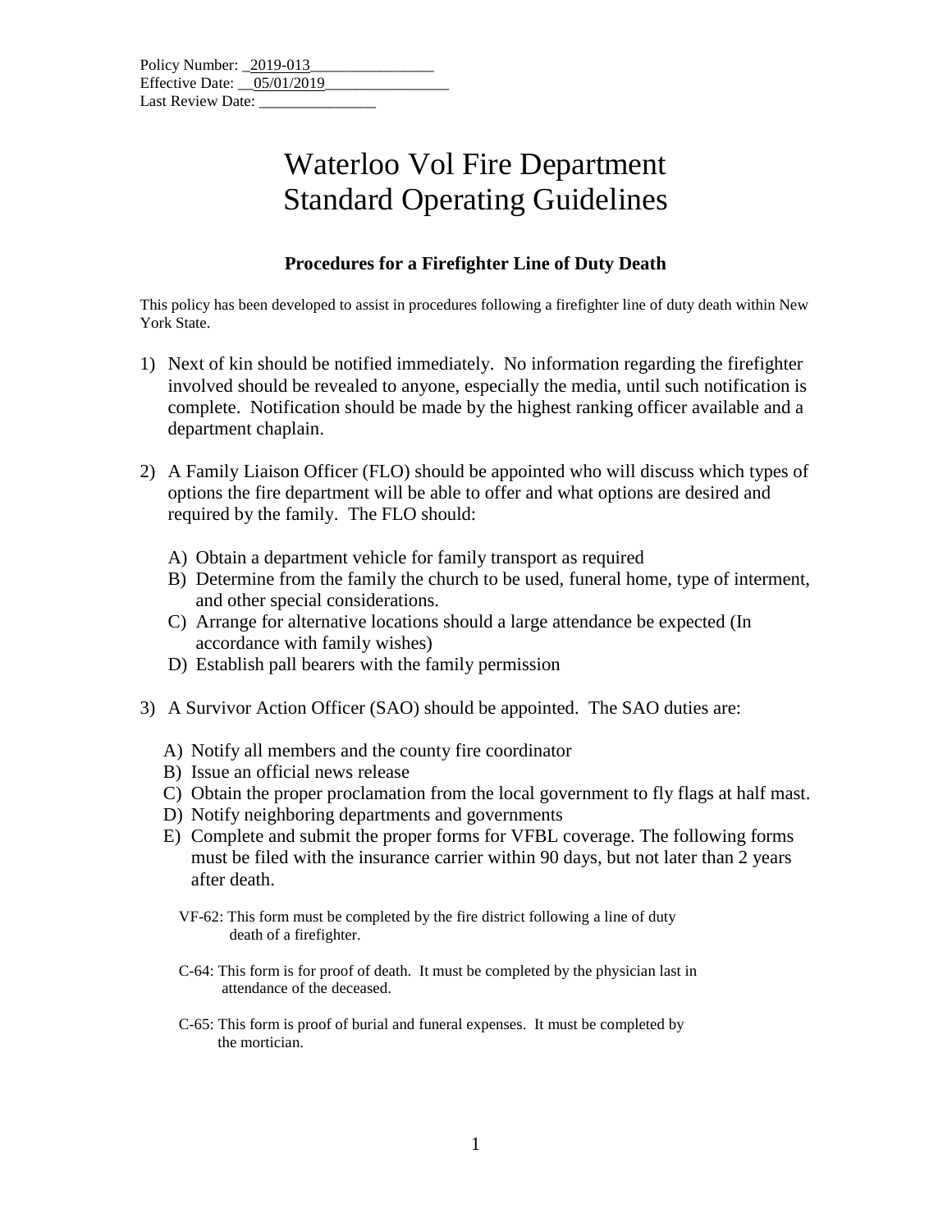Policy Number: _2019-013________________
Effective Date: __05/01/2019________________
Last Review Date: _______________

# Waterloo Vol Fire Department
# Standard Operating Guidelines

### Procedures for a Firefighter Line of Duty Death

This policy has been developed to assist in procedures following a firefighter line of duty death within New York State.

1) Next of kin should be notified immediately. No information regarding the firefighter involved should be revealed to anyone, especially the media, until such notification is complete. Notification should be made by the highest ranking officer available and a department chaplain.

2) A Family Liaison Officer (FLO) should be appointed who will discuss which types of options the fire department will be able to offer and what options are desired and required by the family. The FLO should:

   A) Obtain a department vehicle for family transport as required
   B) Determine from the family the church to be used, funeral home, type of interment, and other special considerations.
   C) Arrange for alternative locations should a large attendance be expected (In accordance with family wishes)
   D) Establish pall bearers with the family permission

3) A Survivor Action Officer (SAO) should be appointed. The SAO duties are:

   A) Notify all members and the county fire coordinator
   B) Issue an official news release
   C) Obtain the proper proclamation from the local government to fly flags at half mast.
   D) Notify neighboring departments and governments
   E) Complete and submit the proper forms for VFBL coverage. The following forms must be filed with the insurance carrier within 90 days, but not later than 2 years after death.

      VF-62: This form must be completed by the fire district following a line of duty death of a firefighter.

      C-64: This form is for proof of death. It must be completed by the physician last in attendance of the deceased.

      C-65: This form is proof of burial and funeral expenses. It must be completed by the mortician.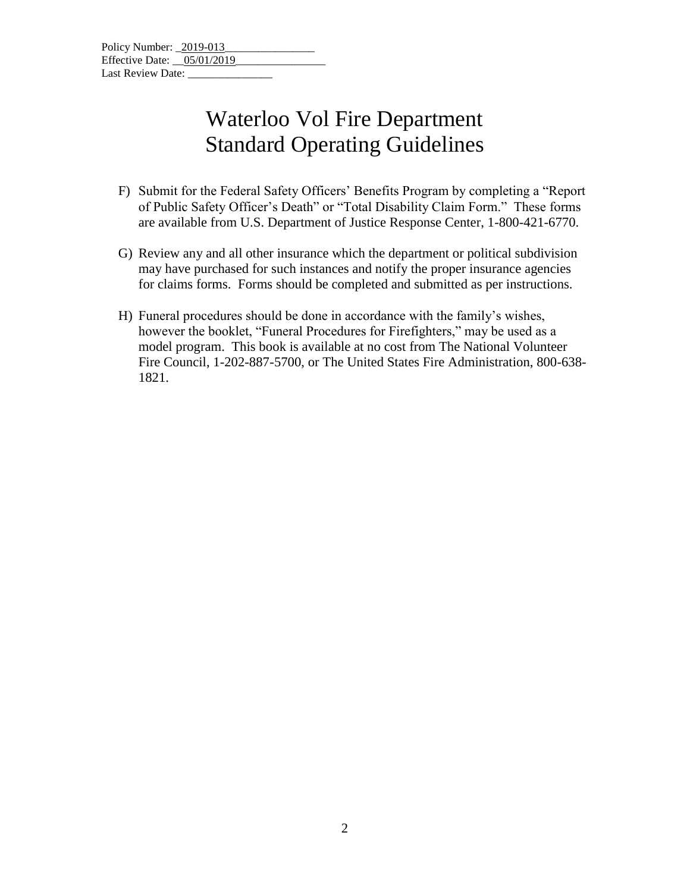Policy Number: _2019-013________________
Effective Date: __05/01/2019________________
Last Review Date: _______________

# Waterloo Vol Fire Department
# Standard Operating Guidelines

F) Submit for the Federal Safety Officers' Benefits Program by completing a "Report of Public Safety Officer's Death" or "Total Disability Claim Form." These forms are available from U.S. Department of Justice Response Center, 1-800-421-6770.

G) Review any and all other insurance which the department or political subdivision may have purchased for such instances and notify the proper insurance agencies for claims forms. Forms should be completed and submitted as per instructions.

H) Funeral procedures should be done in accordance with the family's wishes, however the booklet, "Funeral Procedures for Firefighters," may be used as a model program. This book is available at no cost from The National Volunteer Fire Council, 1-202-887-5700, or The United States Fire Administration, 800-638-1821.